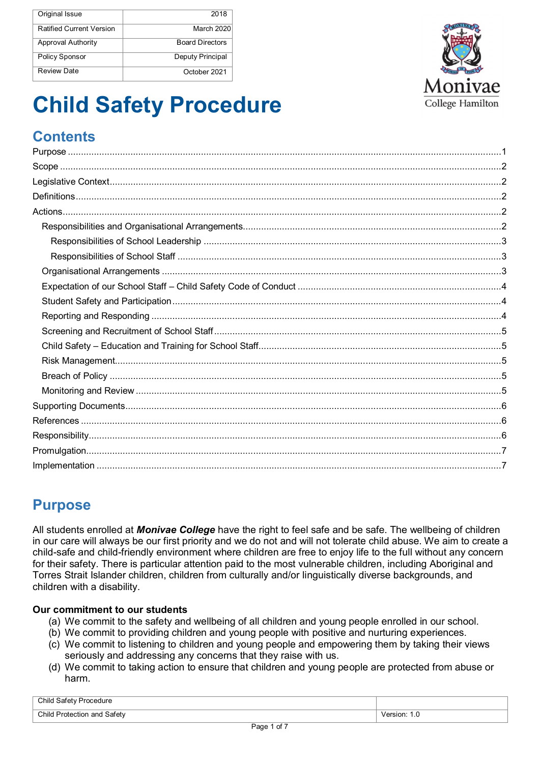| Original Issue | 2018 |
| --- | --- |
| Ratified Current Version | March 2020 |
| Approval Authority | Board Directors |
| Policy Sponsor | Deputy Principal |
| Review Date | October 2021 |

# Child Safety Procedure

## Contents

Purpose ....1
Scope ....2
Legislative Context....2
Definitions....2
Actions....2
- Responsibilities and Organisational Arrangements....2
  - Responsibilities of School Leadership ....3
  - Responsibilities of School Staff ....3
- Organisational Arrangements ....3
- Expectation of our School Staff – Child Safety Code of Conduct ....4
- Student Safety and Participation....4
- Reporting and Responding ....4
- Screening and Recruitment of School Staff....5
- Child Safety – Education and Training for School Staff....5
- Risk Management....5
- Breach of Policy ....5
- Monitoring and Review ....5

Supporting Documents....6
References ....6
Responsibility....6
Promulgation....7
Implementation ....7

## Purpose

All students enrolled at ***Monivae College*** have the right to feel safe and be safe. The wellbeing of children in our care will always be our first priority and we do not and will not tolerate child abuse. We aim to create a child-safe and child-friendly environment where children are free to enjoy life to the full without any concern for their safety. There is particular attention paid to the most vulnerable children, including Aboriginal and Torres Strait Islander children, children from culturally and/or linguistically diverse backgrounds, and children with a disability.

### Our commitment to our students

(a) We commit to the safety and wellbeing of all children and young people enrolled in our school.
(b) We commit to providing children and young people with positive and nurturing experiences.
(c) We commit to listening to children and young people and empowering them by taking their views seriously and addressing any concerns that they raise with us.
(d) We commit to taking action to ensure that children and young people are protected from abuse or harm.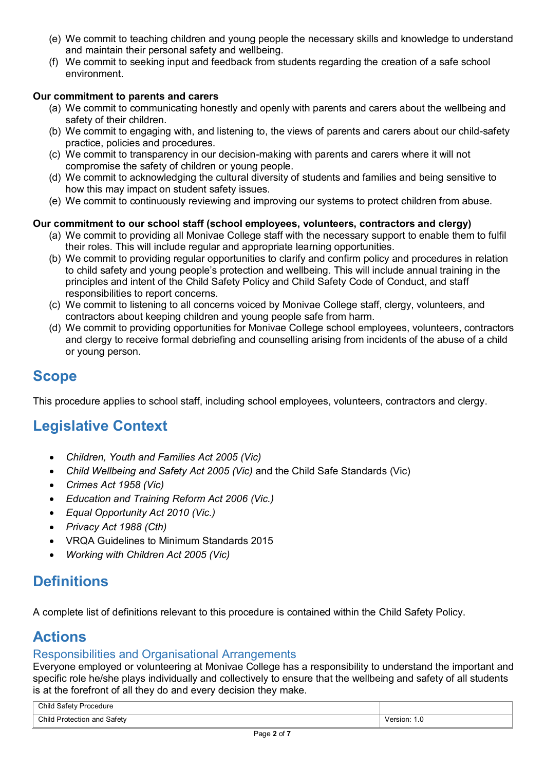(e) We commit to teaching children and young people the necessary skills and knowledge to understand and maintain their personal safety and wellbeing.
(f) We commit to seeking input and feedback from students regarding the creation of a safe school environment.

**Our commitment to parents and carers**

(a) We commit to communicating honestly and openly with parents and carers about the wellbeing and safety of their children.
(b) We commit to engaging with, and listening to, the views of parents and carers about our child-safety practice, policies and procedures.
(c) We commit to transparency in our decision-making with parents and carers where it will not compromise the safety of children or young people.
(d) We commit to acknowledging the cultural diversity of students and families and being sensitive to how this may impact on student safety issues.
(e) We commit to continuously reviewing and improving our systems to protect children from abuse.

**Our commitment to our school staff (school employees, volunteers, contractors and clergy)**

(a) We commit to providing all Monivae College staff with the necessary support to enable them to fulfil their roles. This will include regular and appropriate learning opportunities.
(b) We commit to providing regular opportunities to clarify and confirm policy and procedures in relation to child safety and young people's protection and wellbeing. This will include annual training in the principles and intent of the Child Safety Policy and Child Safety Code of Conduct, and staff responsibilities to report concerns.
(c) We commit to listening to all concerns voiced by Monivae College staff, clergy, volunteers, and contractors about keeping children and young people safe from harm.
(d) We commit to providing opportunities for Monivae College school employees, volunteers, contractors and clergy to receive formal debriefing and counselling arising from incidents of the abuse of a child or young person.

# Scope

This procedure applies to school staff, including school employees, volunteers, contractors and clergy.

# Legislative Context

- *Children, Youth and Families Act 2005 (Vic)*
- *Child Wellbeing and Safety Act 2005 (Vic)* and the Child Safe Standards (Vic)
- *Crimes Act 1958 (Vic)*
- *Education and Training Reform Act 2006 (Vic.)*
- *Equal Opportunity Act 2010 (Vic.)*
- *Privacy Act 1988 (Cth)*
- VRQA Guidelines to Minimum Standards 2015
- *Working with Children Act 2005 (Vic)*

# Definitions

A complete list of definitions relevant to this procedure is contained within the Child Safety Policy.

# Actions

## Responsibilities and Organisational Arrangements

Everyone employed or volunteering at Monivae College has a responsibility to understand the important and specific role he/she plays individually and collectively to ensure that the wellbeing and safety of all students is at the forefront of all they do and every decision they make.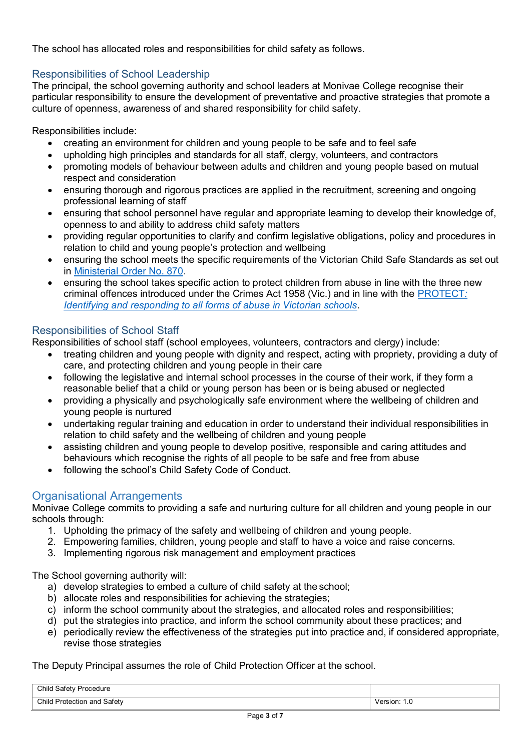The school has allocated roles and responsibilities for child safety as follows.

## Responsibilities of School Leadership

The principal, the school governing authority and school leaders at Monivae College recognise their particular responsibility to ensure the development of preventative and proactive strategies that promote a culture of openness, awareness of and shared responsibility for child safety.

Responsibilities include:

- creating an environment for children and young people to be safe and to feel safe
- upholding high principles and standards for all staff, clergy, volunteers, and contractors
- promoting models of behaviour between adults and children and young people based on mutual respect and consideration
- ensuring thorough and rigorous practices are applied in the recruitment, screening and ongoing professional learning of staff
- ensuring that school personnel have regular and appropriate learning to develop their knowledge of, openness to and ability to address child safety matters
- providing regular opportunities to clarify and confirm legislative obligations, policy and procedures in relation to child and young people's protection and wellbeing
- ensuring the school meets the specific requirements of the Victorian Child Safe Standards as set out in [Ministerial Order No. 870](#).
- ensuring the school takes specific action to protect children from abuse in line with the three new criminal offences introduced under the Crimes Act 1958 (Vic.) and in line with the [*PROTECT: Identifying and responding to all forms of abuse in Victorian schools*](#).

## Responsibilities of School Staff

Responsibilities of school staff (school employees, volunteers, contractors and clergy) include:

- treating children and young people with dignity and respect, acting with propriety, providing a duty of care, and protecting children and young people in their care
- following the legislative and internal school processes in the course of their work, if they form a reasonable belief that a child or young person has been or is being abused or neglected
- providing a physically and psychologically safe environment where the wellbeing of children and young people is nurtured
- undertaking regular training and education in order to understand their individual responsibilities in relation to child safety and the wellbeing of children and young people
- assisting children and young people to develop positive, responsible and caring attitudes and behaviours which recognise the rights of all people to be safe and free from abuse
- following the school's Child Safety Code of Conduct.

## Organisational Arrangements

Monivae College commits to providing a safe and nurturing culture for all children and young people in our schools through:

1. Upholding the primacy of the safety and wellbeing of children and young people.
2. Empowering families, children, young people and staff to have a voice and raise concerns.
3. Implementing rigorous risk management and employment practices

The School governing authority will:

a) develop strategies to embed a culture of child safety at the school;
b) allocate roles and responsibilities for achieving the strategies;
c) inform the school community about the strategies, and allocated roles and responsibilities;
d) put the strategies into practice, and inform the school community about these practices; and
e) periodically review the effectiveness of the strategies put into practice and, if considered appropriate, revise those strategies

The Deputy Principal assumes the role of Child Protection Officer at the school.

| Child Safety Procedure | |
|---|---|
| Child Protection and Safety | Version: 1.0 |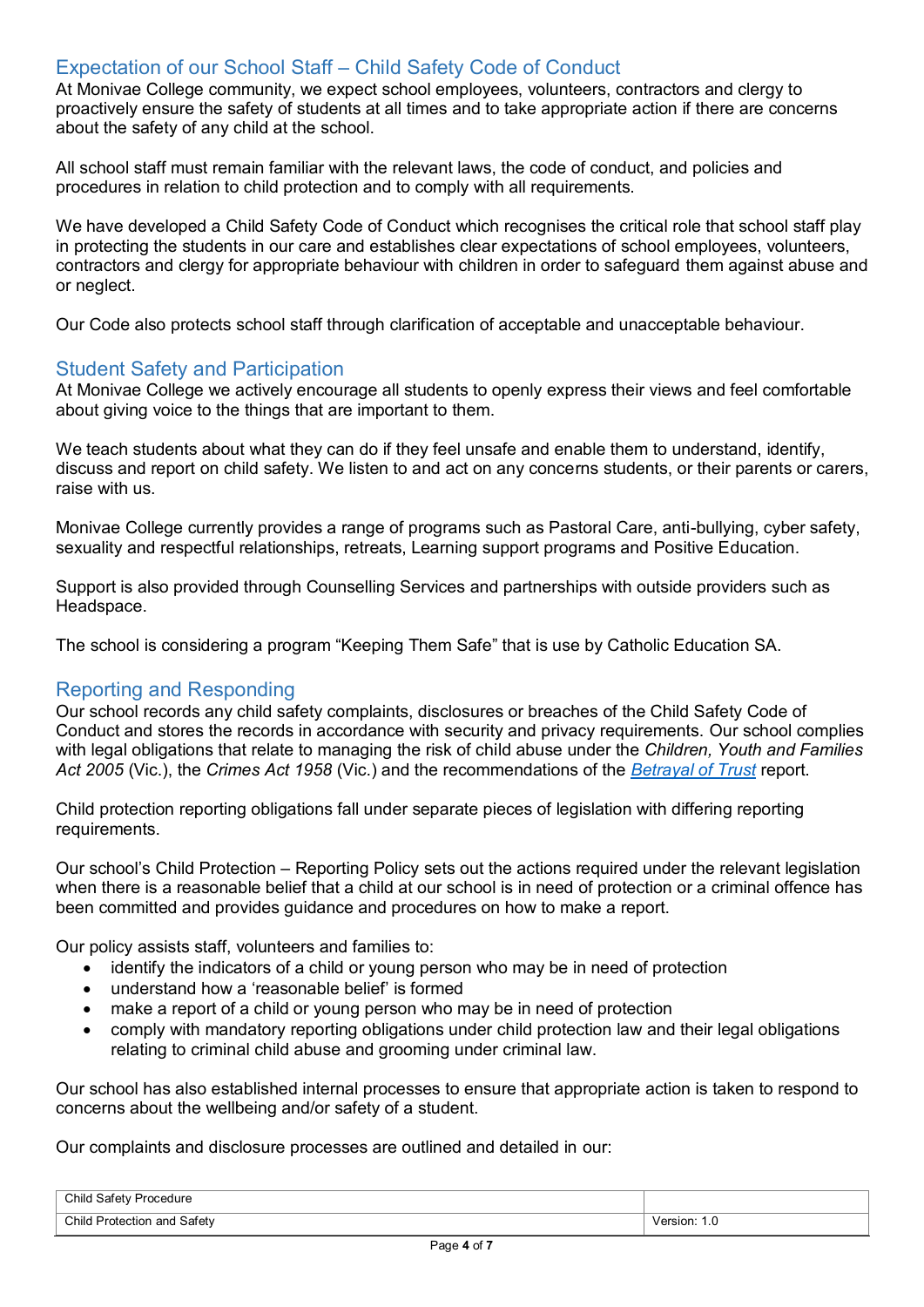## Expectation of our School Staff – Child Safety Code of Conduct

At Monivae College community, we expect school employees, volunteers, contractors and clergy to proactively ensure the safety of students at all times and to take appropriate action if there are concerns about the safety of any child at the school.

All school staff must remain familiar with the relevant laws, the code of conduct, and policies and procedures in relation to child protection and to comply with all requirements.

We have developed a Child Safety Code of Conduct which recognises the critical role that school staff play in protecting the students in our care and establishes clear expectations of school employees, volunteers, contractors and clergy for appropriate behaviour with children in order to safeguard them against abuse and or neglect.

Our Code also protects school staff through clarification of acceptable and unacceptable behaviour.

## Student Safety and Participation

At Monivae College we actively encourage all students to openly express their views and feel comfortable about giving voice to the things that are important to them.

We teach students about what they can do if they feel unsafe and enable them to understand, identify, discuss and report on child safety. We listen to and act on any concerns students, or their parents or carers, raise with us.

Monivae College currently provides a range of programs such as Pastoral Care, anti-bullying, cyber safety, sexuality and respectful relationships, retreats, Learning support programs and Positive Education.

Support is also provided through Counselling Services and partnerships with outside providers such as Headspace.

The school is considering a program "Keeping Them Safe" that is use by Catholic Education SA.

## Reporting and Responding

Our school records any child safety complaints, disclosures or breaches of the Child Safety Code of Conduct and stores the records in accordance with security and privacy requirements. Our school complies with legal obligations that relate to managing the risk of child abuse under the *Children, Youth and Families Act 2005* (Vic.), the *Crimes Act 1958* (Vic.) and the recommendations of the *Betrayal of Trust* report.

Child protection reporting obligations fall under separate pieces of legislation with differing reporting requirements.

Our school's Child Protection – Reporting Policy sets out the actions required under the relevant legislation when there is a reasonable belief that a child at our school is in need of protection or a criminal offence has been committed and provides guidance and procedures on how to make a report.

Our policy assists staff, volunteers and families to:

- identify the indicators of a child or young person who may be in need of protection
- understand how a 'reasonable belief' is formed
- make a report of a child or young person who may be in need of protection
- comply with mandatory reporting obligations under child protection law and their legal obligations relating to criminal child abuse and grooming under criminal law.

Our school has also established internal processes to ensure that appropriate action is taken to respond to concerns about the wellbeing and/or safety of a student.

Our complaints and disclosure processes are outlined and detailed in our: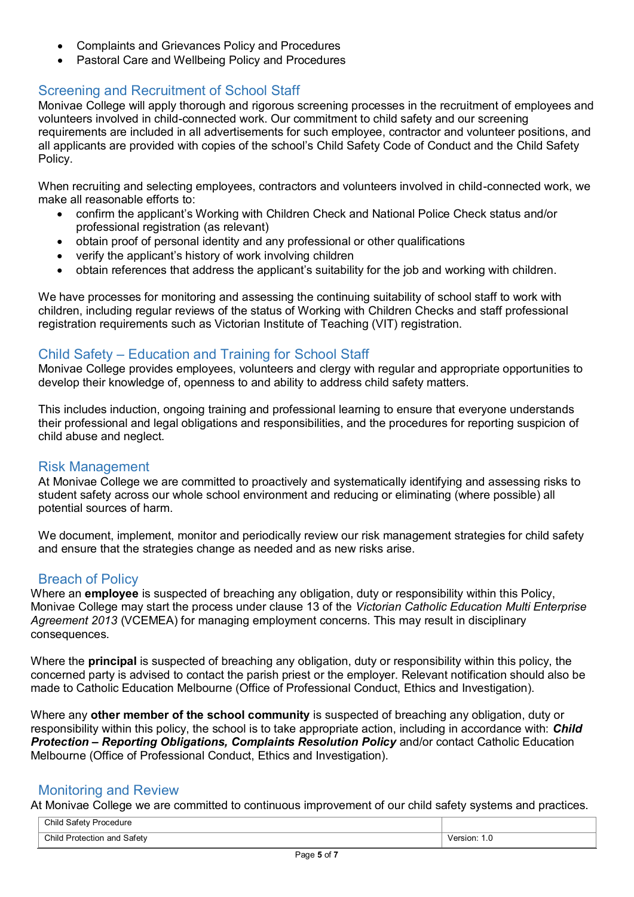- Complaints and Grievances Policy and Procedures
- Pastoral Care and Wellbeing Policy and Procedures

## Screening and Recruitment of School Staff

Monivae College will apply thorough and rigorous screening processes in the recruitment of employees and volunteers involved in child-connected work. Our commitment to child safety and our screening requirements are included in all advertisements for such employee, contractor and volunteer positions, and all applicants are provided with copies of the school's Child Safety Code of Conduct and the Child Safety Policy.

When recruiting and selecting employees, contractors and volunteers involved in child-connected work, we make all reasonable efforts to:

- confirm the applicant's Working with Children Check and National Police Check status and/or professional registration (as relevant)
- obtain proof of personal identity and any professional or other qualifications
- verify the applicant's history of work involving children
- obtain references that address the applicant's suitability for the job and working with children.

We have processes for monitoring and assessing the continuing suitability of school staff to work with children, including regular reviews of the status of Working with Children Checks and staff professional registration requirements such as Victorian Institute of Teaching (VIT) registration.

## Child Safety – Education and Training for School Staff

Monivae College provides employees, volunteers and clergy with regular and appropriate opportunities to develop their knowledge of, openness to and ability to address child safety matters.

This includes induction, ongoing training and professional learning to ensure that everyone understands their professional and legal obligations and responsibilities, and the procedures for reporting suspicion of child abuse and neglect.

## Risk Management

At Monivae College we are committed to proactively and systematically identifying and assessing risks to student safety across our whole school environment and reducing or eliminating (where possible) all potential sources of harm.

We document, implement, monitor and periodically review our risk management strategies for child safety and ensure that the strategies change as needed and as new risks arise.

## Breach of Policy

Where an **employee** is suspected of breaching any obligation, duty or responsibility within this Policy, Monivae College may start the process under clause 13 of the *Victorian Catholic Education Multi Enterprise Agreement 2013* (VCEMEA) for managing employment concerns. This may result in disciplinary consequences.

Where the **principal** is suspected of breaching any obligation, duty or responsibility within this policy, the concerned party is advised to contact the parish priest or the employer. Relevant notification should also be made to Catholic Education Melbourne (Office of Professional Conduct, Ethics and Investigation).

Where any **other member of the school community** is suspected of breaching any obligation, duty or responsibility within this policy, the school is to take appropriate action, including in accordance with: ***Child Protection – Reporting Obligations, Complaints Resolution Policy*** and/or contact Catholic Education Melbourne (Office of Professional Conduct, Ethics and Investigation).

## Monitoring and Review

At Monivae College we are committed to continuous improvement of our child safety systems and practices.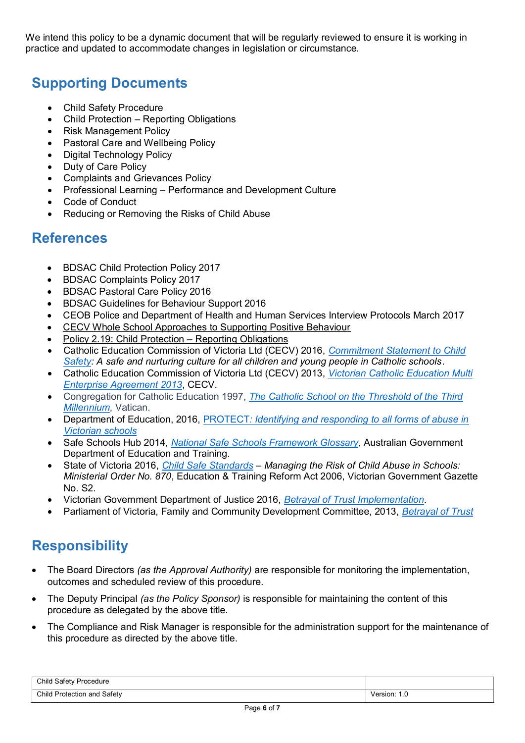We intend this policy to be a dynamic document that will be regularly reviewed to ensure it is working in practice and updated to accommodate changes in legislation or circumstance.

## Supporting Documents

- Child Safety Procedure
- Child Protection – Reporting Obligations
- Risk Management Policy
- Pastoral Care and Wellbeing Policy
- Digital Technology Policy
- Duty of Care Policy
- Complaints and Grievances Policy
- Professional Learning – Performance and Development Culture
- Code of Conduct
- Reducing or Removing the Risks of Child Abuse

## References

- BDSAC Child Protection Policy 2017
- BDSAC Complaints Policy 2017
- BDSAC Pastoral Care Policy 2016
- BDSAC Guidelines for Behaviour Support 2016
- CEOB Police and Department of Health and Human Services Interview Protocols March 2017
- CECV Whole School Approaches to Supporting Positive Behaviour
- Policy 2.19: Child Protection – Reporting Obligations
- Catholic Education Commission of Victoria Ltd (CECV) 2016, *Commitment Statement to Child Safety: A safe and nurturing culture for all children and young people in Catholic schools*.
- Catholic Education Commission of Victoria Ltd (CECV) 2013, *Victorian Catholic Education Multi Enterprise Agreement 2013*, CECV.
- Congregation for Catholic Education 1997, *The Catholic School on the Threshold of the Third Millennium,* Vatican.
- Department of Education, 2016, PROTECT*: Identifying and responding to all forms of abuse in Victorian schools*
- Safe Schools Hub 2014, *National Safe Schools Framework Glossary*, Australian Government Department of Education and Training.
- State of Victoria 2016, *Child Safe Standards – Managing the Risk of Child Abuse in Schools: Ministerial Order No. 870*, Education & Training Reform Act 2006, Victorian Government Gazette No. S2.
- Victorian Government Department of Justice 2016, *Betrayal of Trust Implementation*.
- Parliament of Victoria, Family and Community Development Committee, 2013, *Betrayal of Trust*

## Responsibility

- The Board Directors *(as the Approval Authority)* are responsible for monitoring the implementation, outcomes and scheduled review of this procedure.
- The Deputy Principal *(as the Policy Sponsor)* is responsible for maintaining the content of this procedure as delegated by the above title.
- The Compliance and Risk Manager is responsible for the administration support for the maintenance of this procedure as directed by the above title.

| Child Safety Procedure | |
|---|---|
| Child Protection and Safety | Version: 1.0 |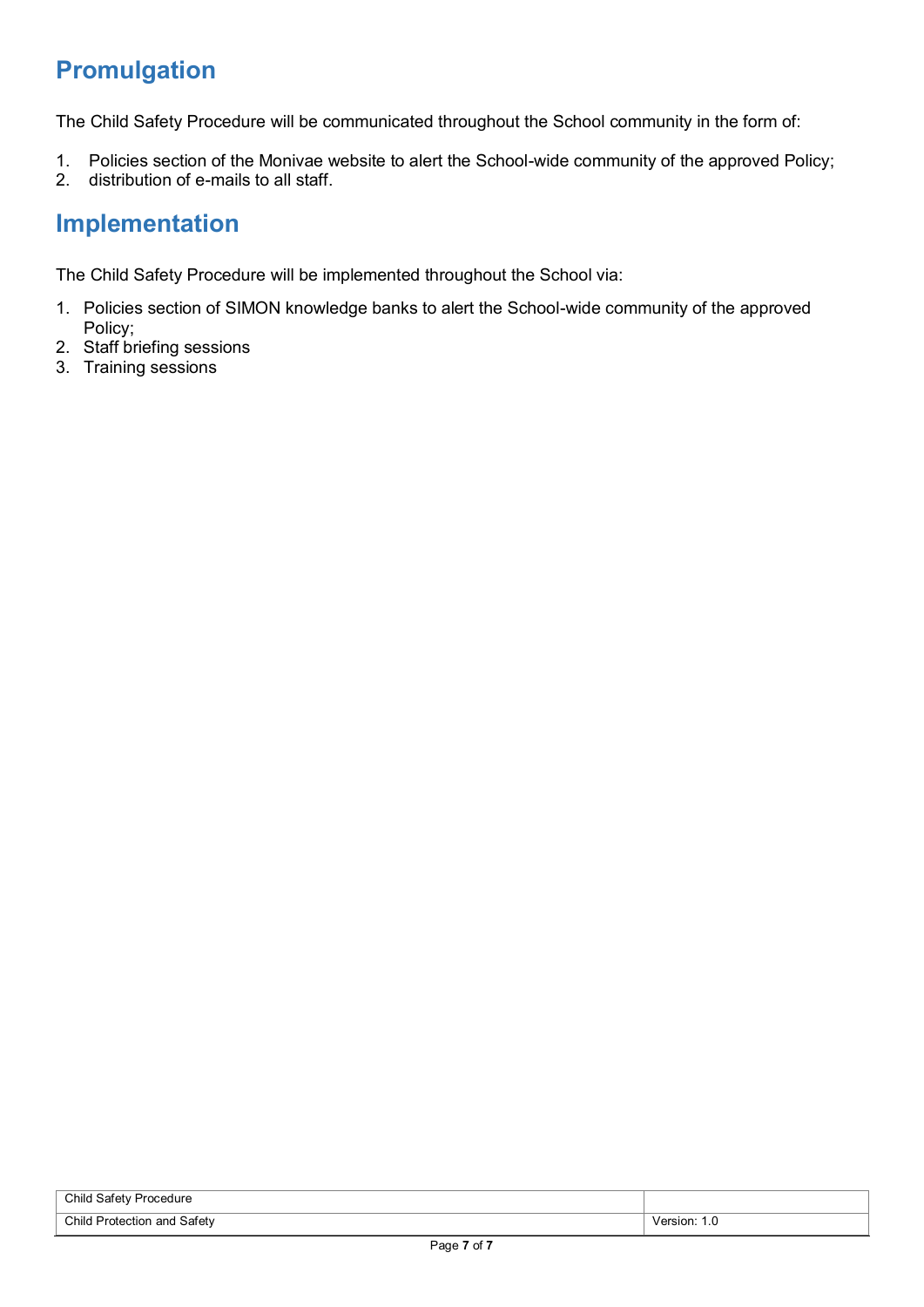## Promulgation

The Child Safety Procedure will be communicated throughout the School community in the form of:

1. Policies section of the Monivae website to alert the School-wide community of the approved Policy;
2. distribution of e-mails to all staff.

## Implementation

The Child Safety Procedure will be implemented throughout the School via:

1. Policies section of SIMON knowledge banks to alert the School-wide community of the approved Policy;
2. Staff briefing sessions
3. Training sessions